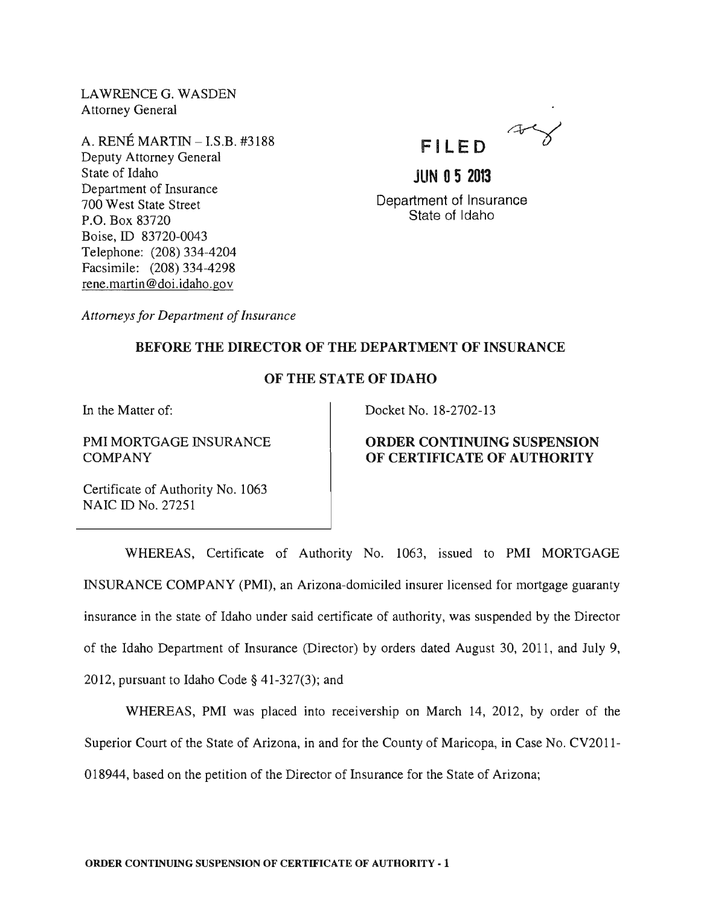LAWRENCE G. WASDEN
Attorney General

A. RENÉ MARTIN – I.S.B. #3188
Deputy Attorney General
State of Idaho
Department of Insurance
700 West State Street
P.O. Box 83720
Boise, ID 83720-0043
Telephone: (208) 334-4204
Facsimile: (208) 334-4298
rene.martin@doi.idaho.gov

*Attorneys for Department of Insurance*

**FILED**

**JUN 05 2013**

Department of Insurance
State of Idaho

**BEFORE THE DIRECTOR OF THE DEPARTMENT OF INSURANCE**

**OF THE STATE OF IDAHO**

In the Matter of:

PMI MORTGAGE INSURANCE COMPANY

Certificate of Authority No. 1063
NAIC ID No. 27251

Docket No. 18-2702-13

**ORDER CONTINUING SUSPENSION OF CERTIFICATE OF AUTHORITY**

WHEREAS, Certificate of Authority No. 1063, issued to PMI MORTGAGE INSURANCE COMPANY (PMI), an Arizona-domiciled insurer licensed for mortgage guaranty insurance in the state of Idaho under said certificate of authority, was suspended by the Director of the Idaho Department of Insurance (Director) by orders dated August 30, 2011, and July 9, 2012, pursuant to Idaho Code § 41-327(3); and

WHEREAS, PMI was placed into receivership on March 14, 2012, by order of the Superior Court of the State of Arizona, in and for the County of Maricopa, in Case No. CV2011-018944, based on the petition of the Director of Insurance for the State of Arizona;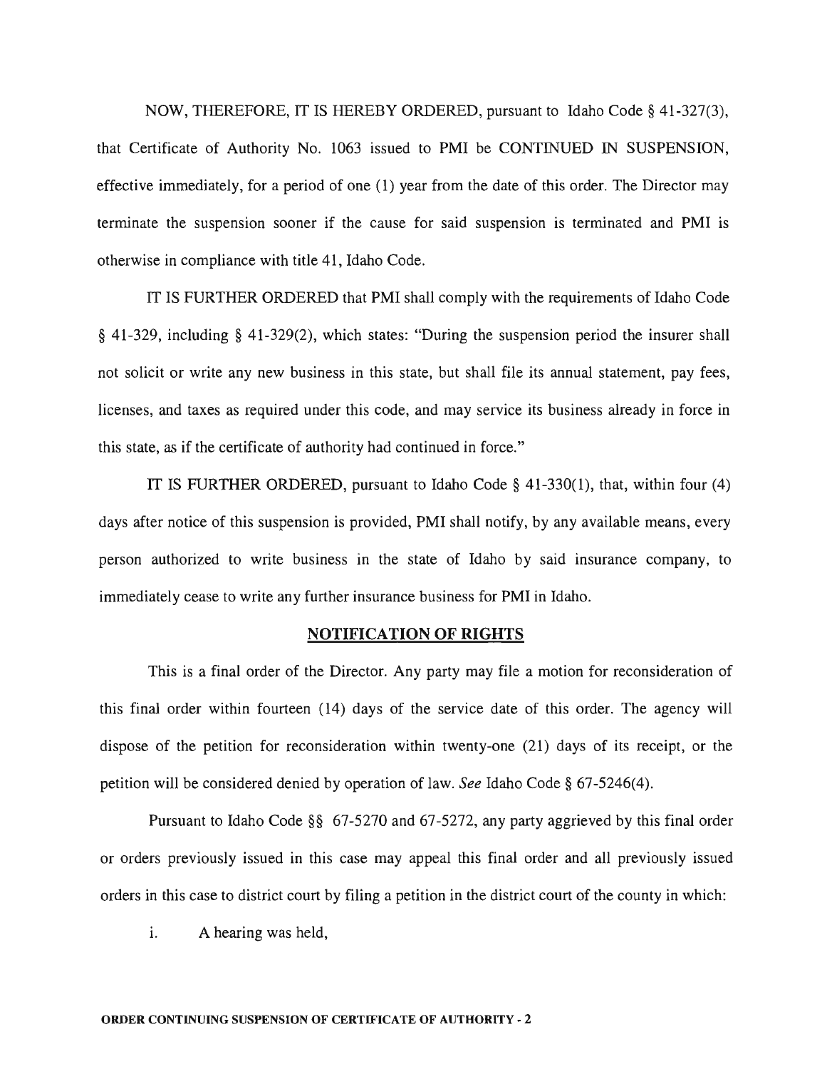NOW, THEREFORE, IT IS HEREBY ORDERED, pursuant to Idaho Code § 41-327(3), that Certificate of Authority No. 1063 issued to PMI be CONTINUED IN SUSPENSION, effective immediately, for a period of one (1) year from the date of this order. The Director may terminate the suspension sooner if the cause for said suspension is terminated and PMI is otherwise in compliance with title 41, Idaho Code.

IT IS FURTHER ORDERED that PMI shall comply with the requirements of Idaho Code § 41-329, including § 41-329(2), which states: "During the suspension period the insurer shall not solicit or write any new business in this state, but shall file its annual statement, pay fees, licenses, and taxes as required under this code, and may service its business already in force in this state, as if the certificate of authority had continued in force."

IT IS FURTHER ORDERED, pursuant to Idaho Code § 41-330(1), that, within four (4) days after notice of this suspension is provided, PMI shall notify, by any available means, every person authorized to write business in the state of Idaho by said insurance company, to immediately cease to write any further insurance business for PMI in Idaho.

## NOTIFICATION OF RIGHTS

This is a final order of the Director. Any party may file a motion for reconsideration of this final order within fourteen (14) days of the service date of this order. The agency will dispose of the petition for reconsideration within twenty-one (21) days of its receipt, or the petition will be considered denied by operation of law. *See* Idaho Code § 67-5246(4).

Pursuant to Idaho Code §§ 67-5270 and 67-5272, any party aggrieved by this final order or orders previously issued in this case may appeal this final order and all previously issued orders in this case to district court by filing a petition in the district court of the county in which:

i. A hearing was held,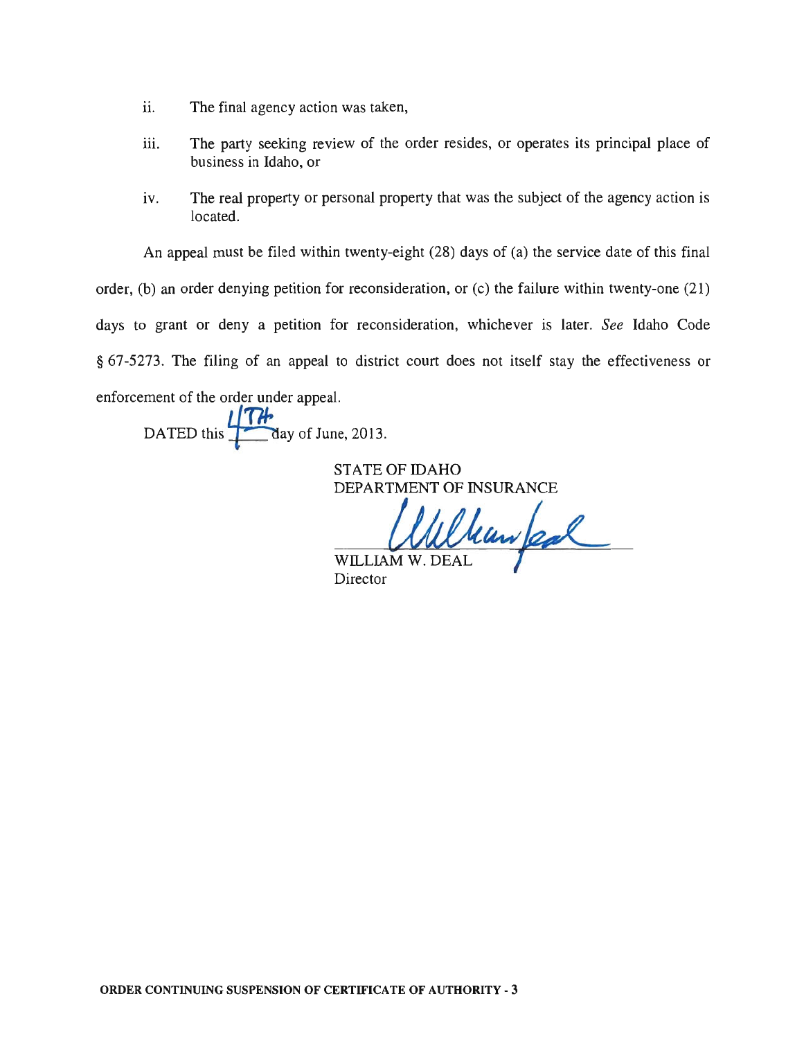ii. The final agency action was taken,

iii. The party seeking review of the order resides, or operates its principal place of business in Idaho, or

iv. The real property or personal property that was the subject of the agency action is located.

An appeal must be filed within twenty-eight (28) days of (a) the service date of this final order, (b) an order denying petition for reconsideration, or (c) the failure within twenty-one (21) days to grant or deny a petition for reconsideration, whichever is later. *See* Idaho Code § 67-5273. The filing of an appeal to district court does not itself stay the effectiveness or enforcement of the order under appeal.

DATED this 4TH day of June, 2013.

STATE OF IDAHO
DEPARTMENT OF INSURANCE

WILLIAM W. DEAL
Director

**ORDER CONTINUING SUSPENSION OF CERTIFICATE OF AUTHORITY - 3**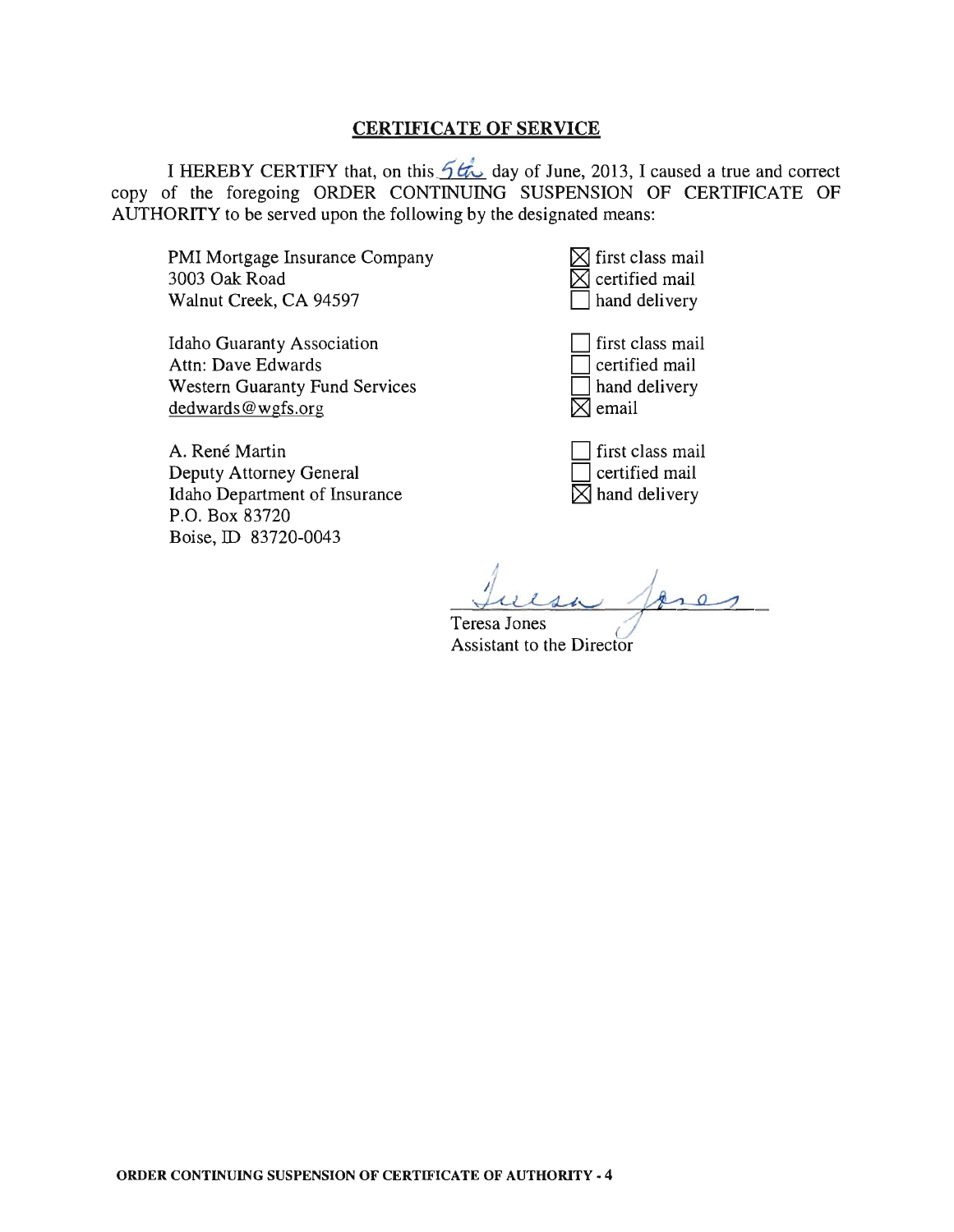## CERTIFICATE OF SERVICE

I HEREBY CERTIFY that, on this 5th day of June, 2013, I caused a true and correct copy of the foregoing ORDER CONTINUING SUSPENSION OF CERTIFICATE OF AUTHORITY to be served upon the following by the designated means:

| | |
|---|---|
| PMI Mortgage Insurance Company<br>3003 Oak Road<br>Walnut Creek, CA 94597 | ☒ first class mail<br>☒ certified mail<br>☐ hand delivery |
| Idaho Guaranty Association<br>Attn: Dave Edwards<br>Western Guaranty Fund Services<br>dedwards@wgfs.org | ☐ first class mail<br>☐ certified mail<br>☐ hand delivery<br>☒ email |
| A. René Martin<br>Deputy Attorney General<br>Idaho Department of Insurance<br>P.O. Box 83720<br>Boise, ID 83720-0043 | ☐ first class mail<br>☐ certified mail<br>☒ hand delivery |

Teresa Jones
Assistant to the Director

ORDER CONTINUING SUSPENSION OF CERTIFICATE OF AUTHORITY - 4